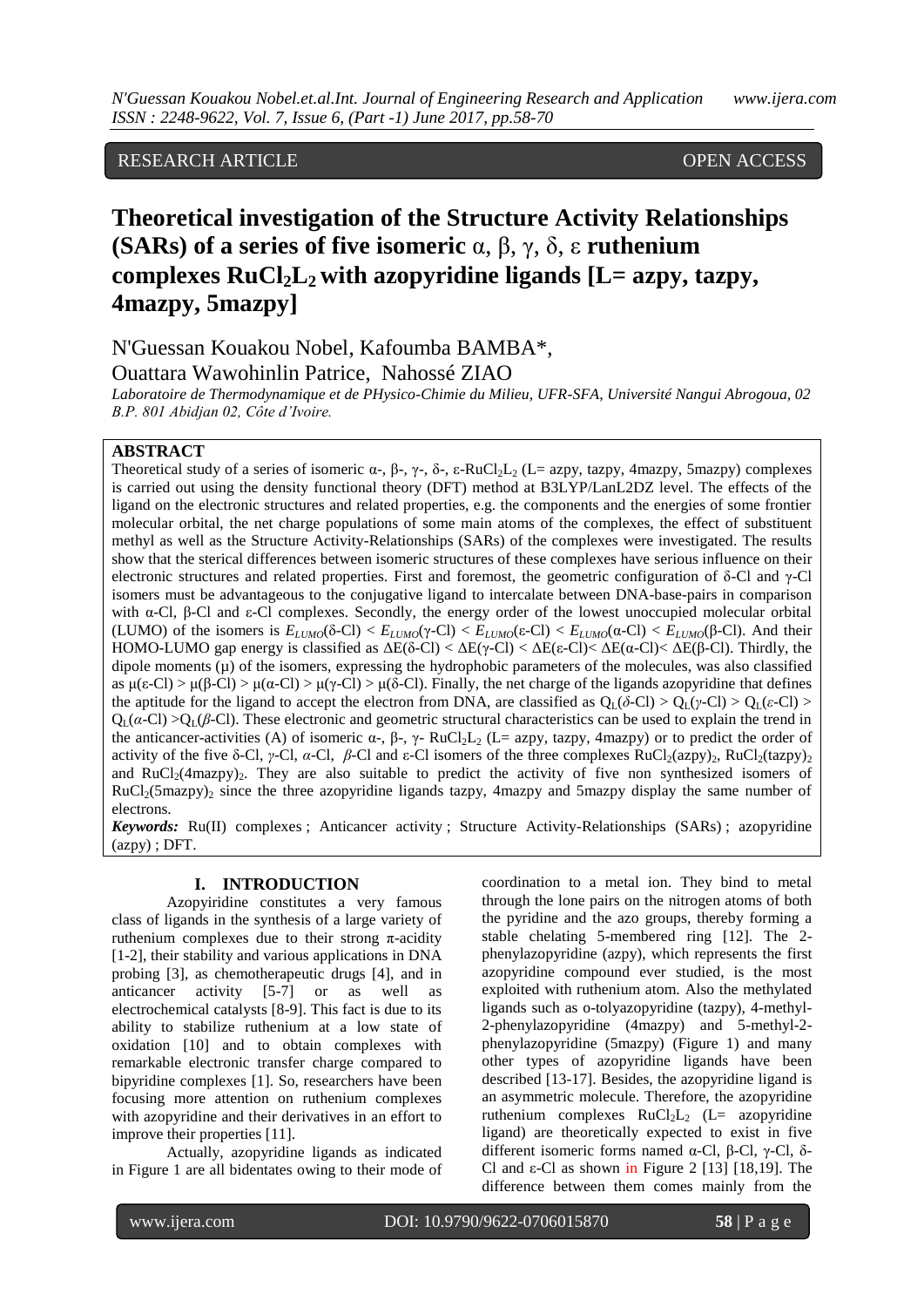RESEARCH ARTICLE OPEN ACCESS

# Theoretical investigation of the Structure Activity Relationships (SARs) of a series of five isomeric α, β, γ, δ, ε ruthenium complexes $RuCl_2L_2$ with azopyridine ligands [L= azpy, tazpy, 4mazpy, 5mazpy]

N'Guessan Kouakou Nobel, Kafoumba BAMBA*, Ouattara Wawohinlin Patrice, Nahossé ZIAO

*Laboratoire de Thermodynamique et de PHysico-Chimie du Milieu, UFR-SFA, Université Nangui Abrogoua, 02 B.P. 801 Abidjan 02, Côte d'Ivoire.*

## ABSTRACT

Theoretical study of a series of isomeric α-, β-, γ-, δ-, ε-$RuCl_2L_2$ (L= azpy, tazpy, 4mazpy, 5mazpy) complexes is carried out using the density functional theory (DFT) method at B3LYP/LanL2DZ level. The effects of the ligand on the electronic structures and related properties, e.g. the components and the energies of some frontier molecular orbital, the net charge populations of some main atoms of the complexes, the effect of substituent methyl as well as the Structure Activity-Relationships (SARs) of the complexes were investigated. The results show that the sterical differences between isomeric structures of these complexes have serious influence on their electronic structures and related properties. First and foremost, the geometric configuration of δ-Cl and γ-Cl isomers must be advantageous to the conjugative ligand to intercalate between DNA-base-pairs in comparison with α-Cl, β-Cl and ε-Cl complexes. Secondly, the energy order of the lowest unoccupied molecular orbital (LUMO) of the isomers is $E_{LUMO}$(δ-Cl) < $E_{LUMO}$(γ-Cl) < $E_{LUMO}$(ε-Cl) < $E_{LUMO}$(α-Cl) < $E_{LUMO}$(β-Cl). And their HOMO-LUMO gap energy is classified as ΔE(δ-Cl) < ΔE(γ-Cl) < ΔE(ε-Cl)< ΔE(α-Cl)< ΔE(β-Cl). Thirdly, the dipole moments (μ) of the isomers, expressing the hydrophobic parameters of the molecules, was also classified as μ(ε-Cl) > μ(β-Cl) > μ(α-Cl) > μ(γ-Cl) > μ(δ-Cl). Finally, the net charge of the ligands azopyridine that defines the aptitude for the ligand to accept the electron from DNA, are classified as $Q_L$(*δ*-Cl) > $Q_L$(*γ*-Cl) > $Q_L$(*ε*-Cl) > $Q_L$(*α*-Cl) >$Q_L$(*β*-Cl). These electronic and geometric structural characteristics can be used to explain the trend in the anticancer-activities (A) of isomeric α-, β-, γ- $RuCl_2L_2$ (L= azpy, tazpy, 4mazpy) or to predict the order of activity of the five δ-Cl, *γ*-Cl, *α*-Cl, *β*-Cl and ε-Cl isomers of the three complexes $RuCl_2(azpy)_2$, $RuCl_2(tazpy)_2$ and $RuCl_2(4mazpy)_2$. They are also suitable to predict the activity of five non synthesized isomers of $RuCl_2(5mazpy)_2$ since the three azopyridine ligands tazpy, 4mazpy and 5mazpy display the same number of electrons.

***Keywords:*** Ru(II) complexes ; Anticancer activity ; Structure Activity-Relationships (SARs) ; azopyridine (azpy) ; DFT.

## I. INTRODUCTION

Azopyiridine constitutes a very famous class of ligands in the synthesis of a large variety of ruthenium complexes due to their strong π-acidity [1-2], their stability and various applications in DNA probing [3], as chemotherapeutic drugs [4], and in anticancer activity [5-7] or as well as electrochemical catalysts [8-9]. This fact is due to its ability to stabilize ruthenium at a low state of oxidation [10] and to obtain complexes with remarkable electronic transfer charge compared to bipyridine complexes [1]. So, researchers have been focusing more attention on ruthenium complexes with azopyridine and their derivatives in an effort to improve their properties [11].

Actually, azopyridine ligands as indicated in Figure 1 are all bidentates owing to their mode of coordination to a metal ion. They bind to metal through the lone pairs on the nitrogen atoms of both the pyridine and the azo groups, thereby forming a stable chelating 5-membered ring [12]. The 2-phenylazopyridine (azpy), which represents the first azopyridine compound ever studied, is the most exploited with ruthenium atom. Also the methylated ligands such as o-tolyazopyridine (tazpy), 4-methyl-2-phenylazopyridine (4mazpy) and 5-methyl-2-phenylazopyridine (5mazpy) (Figure 1) and many other types of azopyridine ligands have been described [13-17]. Besides, the azopyridine ligand is an asymmetric molecule. Therefore, the azopyridine ruthenium complexes $RuCl_2L_2$ (L= azopyridine ligand) are theoretically expected to exist in five different isomeric forms named α-Cl, β-Cl, γ-Cl, δ-Cl and ε-Cl as shown in Figure 2 [13] [18,19]. The difference between them comes mainly from the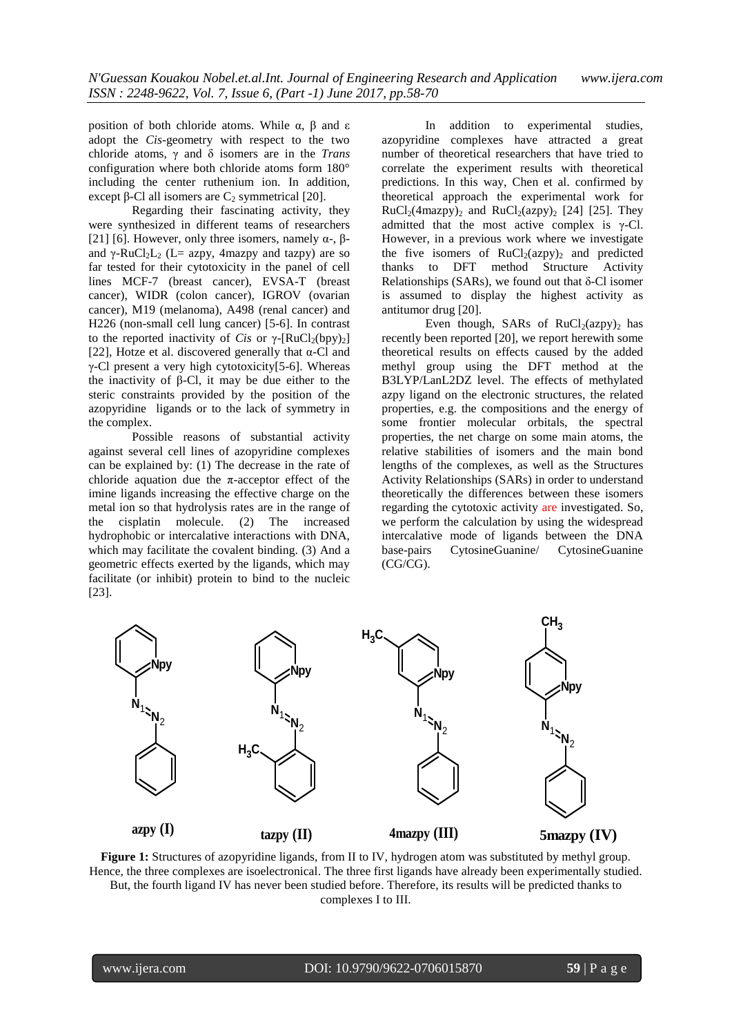position of both chloride atoms. While α, β and ε adopt the *Cis*-geometry with respect to the two chloride atoms, γ and δ isomers are in the *Trans* configuration where both chloride atoms form 180° including the center ruthenium ion. In addition, except β-Cl all isomers are $C_2$ symmetrical [20].

Regarding their fascinating activity, they were synthesized in different teams of researchers [21] [6]. However, only three isomers, namely α-, β- and γ-$RuCl_2L_2$ (L= azpy, 4mazpy and tazpy) are so far tested for their cytotoxicity in the panel of cell lines MCF-7 (breast cancer), EVSA-T (breast cancer), WIDR (colon cancer), IGROV (ovarian cancer), M19 (melanoma), A498 (renal cancer) and H226 (non-small cell lung cancer) [5-6]. In contrast to the reported inactivity of *Cis* or γ-[$RuCl_2(bpy)_2$] [22], Hotze et al. discovered generally that α-Cl and γ-Cl present a very high cytotoxicity[5-6]. Whereas the inactivity of β-Cl, it may be due either to the steric constraints provided by the position of the azopyridine ligands or to the lack of symmetry in the complex.

Possible reasons of substantial activity against several cell lines of azopyridine complexes can be explained by: (1) The decrease in the rate of chloride aquation due the π-acceptor effect of the imine ligands increasing the effective charge on the metal ion so that hydrolysis rates are in the range of the cisplatin molecule. (2) The increased hydrophobic or intercalative interactions with DNA, which may facilitate the covalent binding. (3) And a geometric effects exerted by the ligands, which may facilitate (or inhibit) protein to bind to the nucleic [23].

In addition to experimental studies, azopyridine complexes have attracted a great number of theoretical researchers that have tried to correlate the experiment results with theoretical predictions. In this way, Chen et al. confirmed by theoretical approach the experimental work for $RuCl_2(4mazpy)_2$ and $RuCl_2(azpy)_2$ [24] [25]. They admitted that the most active complex is γ-Cl. However, in a previous work where we investigate the five isomers of $RuCl_2(azpy)_2$ and predicted thanks to DFT method Structure Activity Relationships (SARs), we found out that δ-Cl isomer is assumed to display the highest activity as antitumor drug [20].

Even though, SARs of $RuCl_2(azpy)_2$ has recently been reported [20], we report herewith some theoretical results on effects caused by the added methyl group using the DFT method at the B3LYP/LanL2DZ level. The effects of methylated azpy ligand on the electronic structures, the related properties, e.g. the compositions and the energy of some frontier molecular orbitals, the spectral properties, the net charge on some main atoms, the relative stabilities of isomers and the main bond lengths of the complexes, as well as the Structures Activity Relationships (SARs) in order to understand theoretically the differences between these isomers regarding the cytotoxic activity are investigated. So, we perform the calculation by using the widespread intercalative mode of ligands between the DNA base-pairs CytosineGuanine/ CytosineGuanine (CG/CG).

azpy (I) tazpy (II) 4mazpy (III) 5mazpy (IV)

**Figure 1:** Structures of azopyridine ligands, from II to IV, hydrogen atom was substituted by methyl group. Hence, the three complexes are isoelectronical. The three first ligands have already been experimentally studied. But, the fourth ligand IV has never been studied before. Therefore, its results will be predicted thanks to complexes I to III.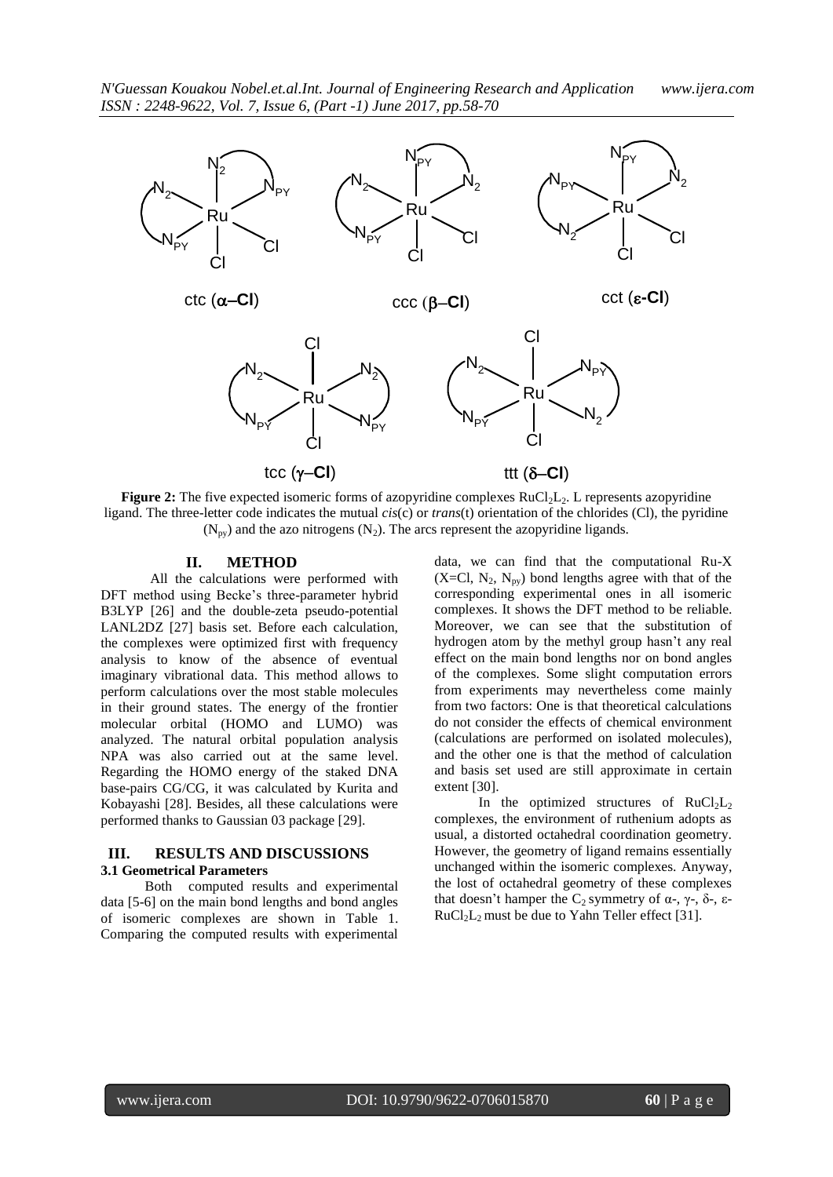ctc (α–Cl) ccc (β–Cl) cct (ε-Cl)

tcc (γ–Cl) ttt (δ–Cl)

**Figure 2:** The five expected isomeric forms of azopyridine complexes $RuCl_2L_2$. L represents azopyridine ligand. The three-letter code indicates the mutual *cis*(c) or *trans*(t) orientation of the chlorides (Cl), the pyridine ($N_{py}$) and the azo nitrogens ($N_2$). The arcs represent the azopyridine ligands.

## II. METHOD

All the calculations were performed with DFT method using Becke's three-parameter hybrid B3LYP [26] and the double-zeta pseudo-potential LANL2DZ [27] basis set. Before each calculation, the complexes were optimized first with frequency analysis to know of the absence of eventual imaginary vibrational data. This method allows to perform calculations over the most stable molecules in their ground states. The energy of the frontier molecular orbital (HOMO and LUMO) was analyzed. The natural orbital population analysis NPA was also carried out at the same level. Regarding the HOMO energy of the staked DNA base-pairs CG/CG, it was calculated by Kurita and Kobayashi [28]. Besides, all these calculations were performed thanks to Gaussian 03 package [29].

## III. RESULTS AND DISCUSSIONS

### 3.1 Geometrical Parameters

Both computed results and experimental data [5-6] on the main bond lengths and bond angles of isomeric complexes are shown in Table 1. Comparing the computed results with experimental data, we can find that the computational Ru-X (X=Cl, $N_2$, $N_{py}$) bond lengths agree with that of the corresponding experimental ones in all isomeric complexes. It shows the DFT method to be reliable. Moreover, we can see that the substitution of hydrogen atom by the methyl group hasn't any real effect on the main bond lengths nor on bond angles of the complexes. Some slight computation errors from experiments may nevertheless come mainly from two factors: One is that theoretical calculations do not consider the effects of chemical environment (calculations are performed on isolated molecules), and the other one is that the method of calculation and basis set used are still approximate in certain extent [30].

In the optimized structures of $RuCl_2L_2$ complexes, the environment of ruthenium adopts as usual, a distorted octahedral coordination geometry. However, the geometry of ligand remains essentially unchanged within the isomeric complexes. Anyway, the lost of octahedral geometry of these complexes that doesn't hamper the $C_2$ symmetry of α-, γ-, δ-, ε-$RuCl_2L_2$ must be due to Yahn Teller effect [31].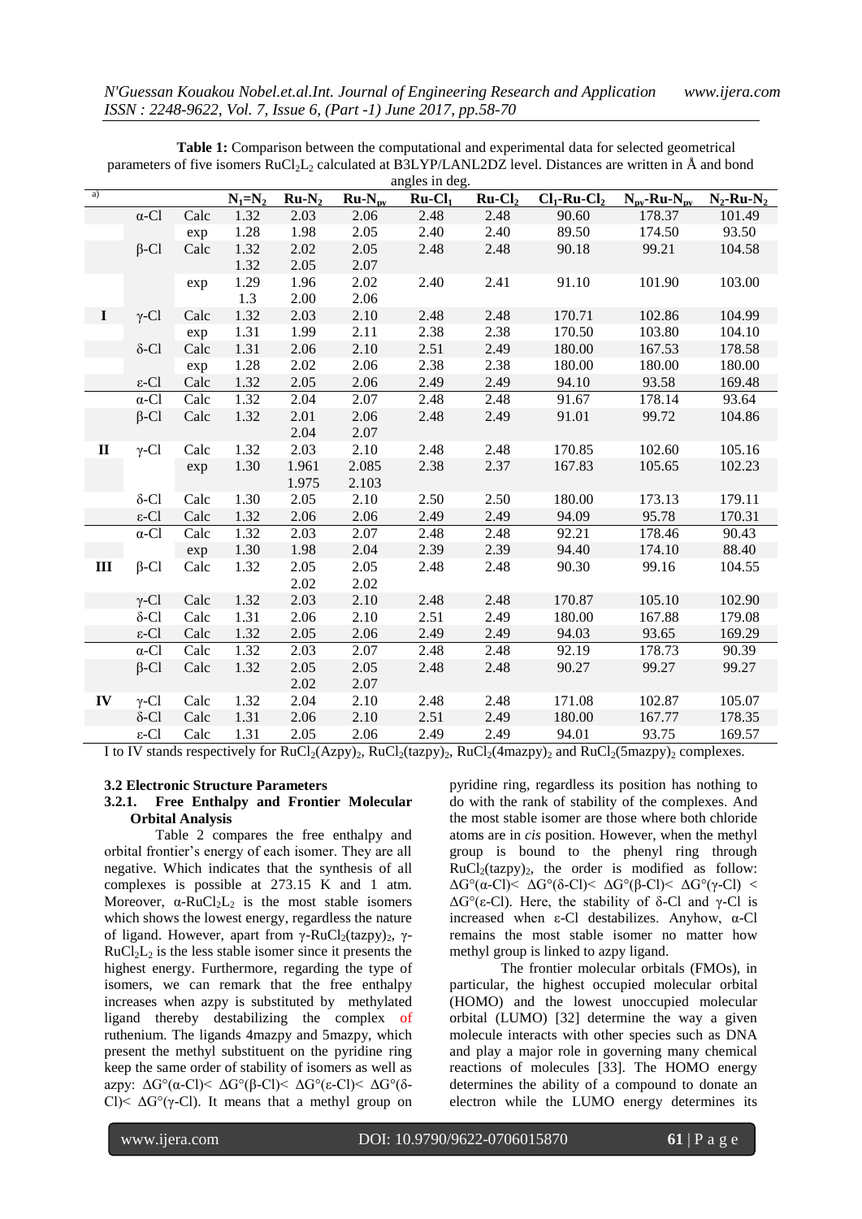**Table 1:** Comparison between the computational and experimental data for selected geometrical parameters of five isomers $RuCl_2L_2$ calculated at B3LYP/LANL2DZ level. Distances are written in Å and bond angles in deg.

| a) | | | $N_1$=$N_2$ | Ru-$N_2$ | Ru-$N_{py}$ | Ru-$Cl_1$ | Ru-$Cl_2$ | $Cl_1$-Ru-$Cl_2$ | $N_{py}$-Ru-$N_{py}$ | $N_2$-Ru-$N_2$ |
|---|---|---|---|---|---|---|---|---|---|---|
| | α-Cl | Calc | 1.32 | 2.03 | 2.06 | 2.48 | 2.48 | 90.60 | 178.37 | 101.49 |
| | | exp | 1.28 | 1.98 | 2.05 | 2.40 | 2.40 | 89.50 | 174.50 | 93.50 |
| | β-Cl | Calc | 1.32<br>1.32 | 2.02<br>2.05 | 2.05<br>2.07 | 2.48 | 2.48 | 90.18 | 99.21 | 104.58 |
| | | exp | 1.29<br>1.3 | 1.96<br>2.00 | 2.02<br>2.06 | 2.40 | 2.41 | 91.10 | 101.90 | 103.00 |
| **I** | γ-Cl | Calc | 1.32 | 2.03 | 2.10 | 2.48 | 2.48 | 170.71 | 102.86 | 104.99 |
| | | exp | 1.31 | 1.99 | 2.11 | 2.38 | 2.38 | 170.50 | 103.80 | 104.10 |
| | δ-Cl | Calc | 1.31 | 2.06 | 2.10 | 2.51 | 2.49 | 180.00 | 167.53 | 178.58 |
| | | exp | 1.28 | 2.02 | 2.06 | 2.38 | 2.38 | 180.00 | 180.00 | 180.00 |
| | ε-Cl | Calc | 1.32 | 2.05 | 2.06 | 2.49 | 2.49 | 94.10 | 93.58 | 169.48 |
| | α-Cl | Calc | 1.32 | 2.04 | 2.07 | 2.48 | 2.48 | 91.67 | 178.14 | 93.64 |
| | β-Cl | Calc | 1.32 | 2.01<br>2.04 | 2.06<br>2.07 | 2.48 | 2.49 | 91.01 | 99.72 | 104.86 |
| **II** | γ-Cl | Calc | 1.32 | 2.03 | 2.10 | 2.48 | 2.48 | 170.85 | 102.60 | 105.16 |
| | | exp | 1.30 | 1.961<br>1.975 | 2.085<br>2.103 | 2.38 | 2.37 | 167.83 | 105.65 | 102.23 |
| | δ-Cl | Calc | 1.30 | 2.05 | 2.10 | 2.50 | 2.50 | 180.00 | 173.13 | 179.11 |
| | ε-Cl | Calc | 1.32 | 2.06 | 2.06 | 2.49 | 2.49 | 94.09 | 95.78 | 170.31 |
| | α-Cl | Calc | 1.32 | 2.03 | 2.07 | 2.48 | 2.48 | 92.21 | 178.46 | 90.43 |
| | | exp | 1.30 | 1.98 | 2.04 | 2.39 | 2.39 | 94.40 | 174.10 | 88.40 |
| **III** | β-Cl | Calc | 1.32 | 2.05<br>2.02 | 2.05<br>2.02 | 2.48 | 2.48 | 90.30 | 99.16 | 104.55 |
| | γ-Cl | Calc | 1.32 | 2.03 | 2.10 | 2.48 | 2.48 | 170.87 | 105.10 | 102.90 |
| | δ-Cl | Calc | 1.31 | 2.06 | 2.10 | 2.51 | 2.49 | 180.00 | 167.88 | 179.08 |
| | ε-Cl | Calc | 1.32 | 2.05 | 2.06 | 2.49 | 2.49 | 94.03 | 93.65 | 169.29 |
| | α-Cl | Calc | 1.32 | 2.03 | 2.07 | 2.48 | 2.48 | 92.19 | 178.73 | 90.39 |
| | β-Cl | Calc | 1.32 | 2.05<br>2.02 | 2.05<br>2.07 | 2.48 | 2.48 | 90.27 | 99.27 | 99.27 |
| **IV** | γ-Cl | Calc | 1.32 | 2.04 | 2.10 | 2.48 | 2.48 | 171.08 | 102.87 | 105.07 |
| | δ-Cl | Calc | 1.31 | 2.06 | 2.10 | 2.51 | 2.49 | 180.00 | 167.77 | 178.35 |
| | ε-Cl | Calc | 1.31 | 2.05 | 2.06 | 2.49 | 2.49 | 94.01 | 93.75 | 169.57 |

I to IV stands respectively for $RuCl_2(Azpy)_2$, $RuCl_2(tazpy)_2$, $RuCl_2(4mazpy)_2$ and $RuCl_2(5mazpy)_2$ complexes.

### 3.2 Electronic Structure Parameters

#### 3.2.1. Free Enthalpy and Frontier Molecular Orbital Analysis

Table 2 compares the free enthalpy and orbital frontier's energy of each isomer. They are all negative. Which indicates that the synthesis of all complexes is possible at 273.15 K and 1 atm. Moreover, α-$RuCl_2L_2$ is the most stable isomers which shows the lowest energy, regardless the nature of ligand. However, apart from γ-$RuCl_2(tazpy)_2$, γ-$RuCl_2L_2$ is the less stable isomer since it presents the highest energy. Furthermore, regarding the type of isomers, we can remark that the free enthalpy increases when azpy is substituted by methylated ligand thereby destabilizing the complex of ruthenium. The ligands 4mazpy and 5mazpy, which present the methyl substituent on the pyridine ring keep the same order of stability of isomers as well as azpy: $\Delta G°(α\text{-Cl}) < \Delta G°(β\text{-Cl}) < \Delta G°(ε\text{-Cl}) < \Delta G°(δ\text{-Cl}) < \Delta G°(γ\text{-Cl})$. It means that a methyl group on pyridine ring, regardless its position has nothing to do with the rank of stability of the complexes. And the most stable isomer are those where both chloride atoms are in *cis* position. However, when the methyl group is bound to the phenyl ring through $RuCl_2(tazpy)_2$, the order is modified as follow: $\Delta G°(α\text{-Cl}) < \Delta G°(δ\text{-Cl}) < \Delta G°(β\text{-Cl}) < \Delta G°(γ\text{-Cl}) < \Delta G°(ε\text{-Cl})$. Here, the stability of δ-Cl and γ-Cl is increased when ε-Cl destabilizes. Anyhow, α-Cl remains the most stable isomer no matter how methyl group is linked to azpy ligand.

The frontier molecular orbitals (FMOs), in particular, the highest occupied molecular orbital (HOMO) and the lowest unoccupied molecular orbital (LUMO) [32] determine the way a given molecule interacts with other species such as DNA and play a major role in governing many chemical reactions of molecules [33]. The HOMO energy determines the ability of a compound to donate an electron while the LUMO energy determines its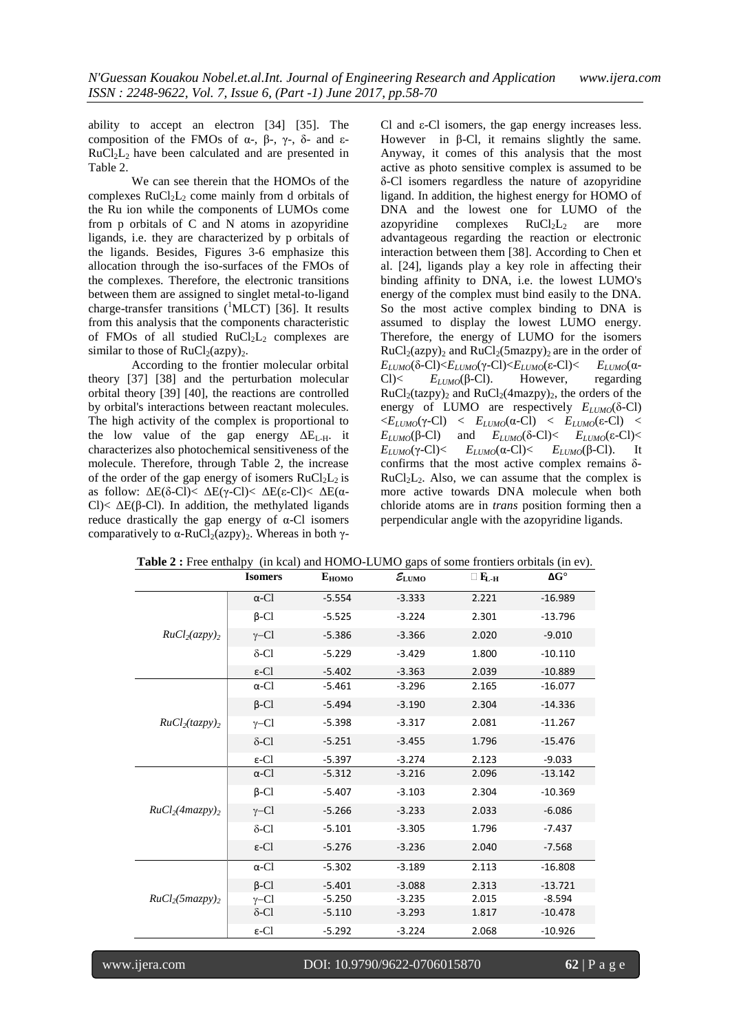ability to accept an electron [34] [35]. The composition of the FMOs of α-, β-, γ-, δ- and ε-$RuCl_2L_2$ have been calculated and are presented in Table 2.

We can see therein that the HOMOs of the complexes $RuCl_2L_2$ come mainly from d orbitals of the Ru ion while the components of LUMOs come from p orbitals of C and N atoms in azopyridine ligands, i.e. they are characterized by p orbitals of the ligands. Besides, Figures 3-6 emphasize this allocation through the iso-surfaces of the FMOs of the complexes. Therefore, the electronic transitions between them are assigned to singlet metal-to-ligand charge-transfer transitions ($^1$MLCT) [36]. It results from this analysis that the components characteristic of FMOs of all studied $RuCl_2L_2$ complexes are similar to those of $RuCl_2(azpy)_2$.

According to the frontier molecular orbital theory [37] [38] and the perturbation molecular orbital theory [39] [40], the reactions are controlled by orbital's interactions between reactant molecules. The high activity of the complex is proportional to the low value of the gap energy $\Delta E_{L\text{-}H}$. it characterizes also photochemical sensitiveness of the molecule. Therefore, through Table 2, the increase of the order of the gap energy of isomers $RuCl_2L_2$ is as follow: ΔE(δ-Cl)< ΔE(γ-Cl)< ΔE(ε-Cl)< ΔE(α-Cl)< ΔE(β-Cl). In addition, the methylated ligands reduce drastically the gap energy of α-Cl isomers comparatively to α-$RuCl_2(azpy)_2$. Whereas in both γ-Cl and ε-Cl isomers, the gap energy increases less. However in β-Cl, it remains slightly the same. Anyway, it comes of this analysis that the most active as photo sensitive complex is assumed to be δ-Cl isomers regardless the nature of azopyridine ligand. In addition, the highest energy for HOMO of DNA and the lowest one for LUMO of the azopyridine complexes $RuCl_2L_2$ are more advantageous regarding the reaction or electronic interaction between them [38]. According to Chen et al. [24], ligands play a key role in affecting their binding affinity to DNA, i.e. the lowest LUMO's energy of the complex must bind easily to the DNA. So the most active complex binding to DNA is assumed to display the lowest LUMO energy. Therefore, the energy of LUMO for the isomers $RuCl_2(azpy)_2$ and $RuCl_2(5mazpy)_2$ are in the order of $E_{LUMO}$(δ-Cl)<$E_{LUMO}$(γ-Cl)<$E_{LUMO}$(ε-Cl)< $E_{LUMO}$(α-Cl)< $E_{LUMO}$(β-Cl). However, regarding $RuCl_2(tazpy)_2$ and $RuCl_2(4mazpy)_2$, the orders of the energy of LUMO are respectively $E_{LUMO}$(δ-Cl) <$E_{LUMO}$(γ-Cl) < $E_{LUMO}$(α-Cl) < $E_{LUMO}$(ε-Cl) < $E_{LUMO}$(β-Cl) and $E_{LUMO}$(δ-Cl)< $E_{LUMO}$(ε-Cl)< $E_{LUMO}$(γ-Cl)< $E_{LUMO}$(α-Cl)< $E_{LUMO}$(β-Cl). It confirms that the most active complex remains δ-$RuCl_2L_2$. Also, we can assume that the complex is more active towards DNA molecule when both chloride atoms are in *trans* position forming then a perpendicular angle with the azopyridine ligands.

**Table 2 :** Free enthalpy (in kcal) and HOMO-LUMO gaps of some frontiers orbitals (in ev).

| | Isomers | $E_{HOMO}$ | $\varepsilon_{LUMO}$ | $\Delta E_{L\text{-}H}$ | ΔG° |
|---|---|---|---|---|---|
| *$RuCl_2(azpy)_2$* | α-Cl | -5.554 | -3.333 | 2.221 | -16.989 |
| | β-Cl | -5.525 | -3.224 | 2.301 | -13.796 |
| | γ–Cl | -5.386 | -3.366 | 2.020 | -9.010 |
| | δ-Cl | -5.229 | -3.429 | 1.800 | -10.110 |
| | ε-Cl | -5.402 | -3.363 | 2.039 | -10.889 |
| *$RuCl_2(tazpy)_2$* | α-Cl | -5.461 | -3.296 | 2.165 | -16.077 |
| | β-Cl | -5.494 | -3.190 | 2.304 | -14.336 |
| | γ–Cl | -5.398 | -3.317 | 2.081 | -11.267 |
| | δ-Cl | -5.251 | -3.455 | 1.796 | -15.476 |
| | ε-Cl | -5.397 | -3.274 | 2.123 | -9.033 |
| *$RuCl_2(4mazpy)_2$* | α-Cl | -5.312 | -3.216 | 2.096 | -13.142 |
| | β-Cl | -5.407 | -3.103 | 2.304 | -10.369 |
| | γ–Cl | -5.266 | -3.233 | 2.033 | -6.086 |
| | δ-Cl | -5.101 | -3.305 | 1.796 | -7.437 |
| | ε-Cl | -5.276 | -3.236 | 2.040 | -7.568 |
| *$RuCl_2(5mazpy)_2$* | α-Cl | -5.302 | -3.189 | 2.113 | -16.808 |
| | β-Cl | -5.401 | -3.088 | 2.313 | -13.721 |
| | γ–Cl | -5.250 | -3.235 | 2.015 | -8.594 |
| | δ-Cl | -5.110 | -3.293 | 1.817 | -10.478 |
| | ε-Cl | -5.292 | -3.224 | 2.068 | -10.926 |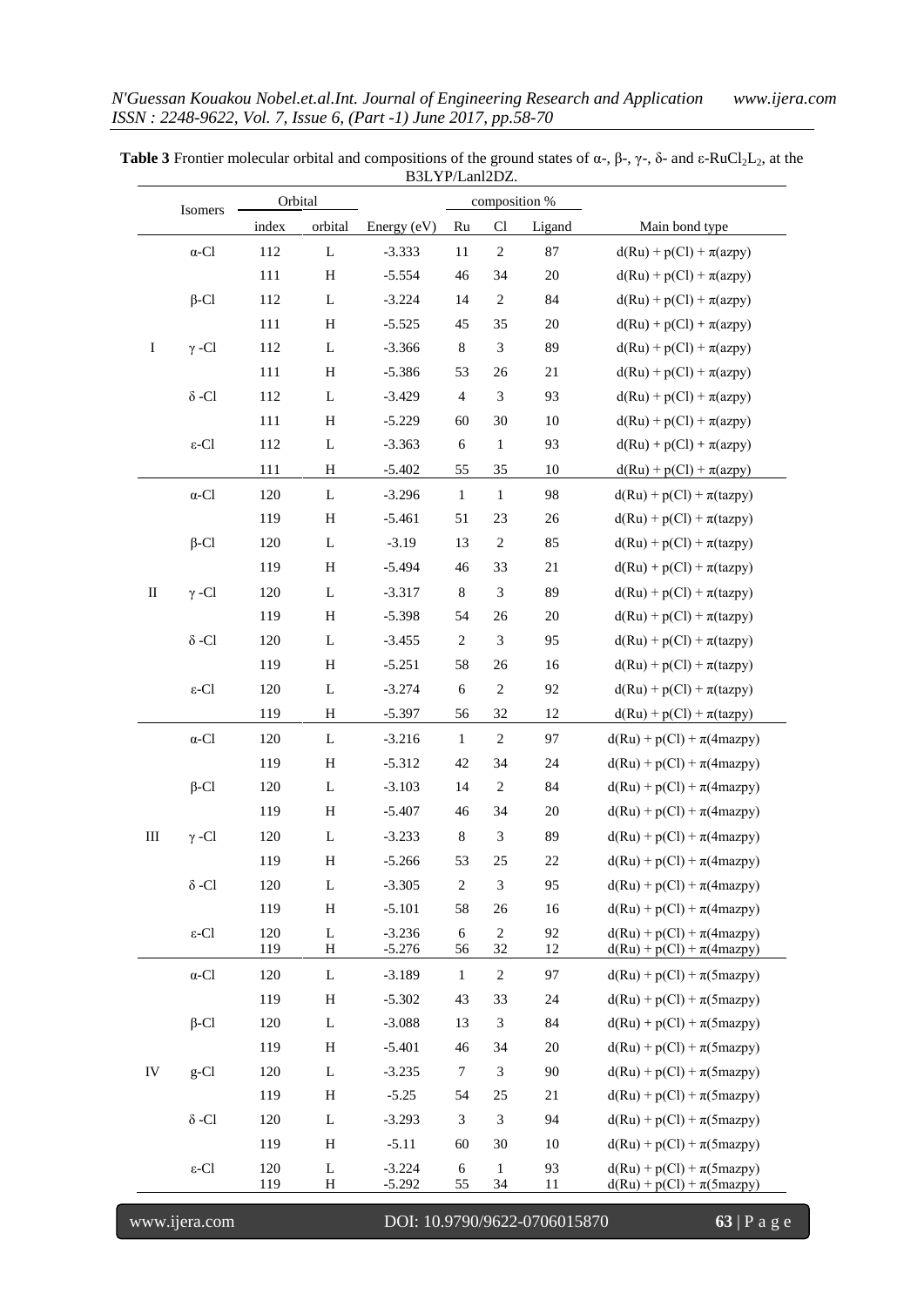**Table 3** Frontier molecular orbital and compositions of the ground states of α-, β-, γ-, δ- and ε-$RuCl_2L_2$, at the B3LYP/Lanl2DZ.

| | Isomers | Orbital | | | composition % | | | |
|---|---|---|---|---|---|---|---|---|
| | | index | orbital | Energy (eV) | Ru | Cl | Ligand | Main bond type |
| I | α-Cl | 112 | L | -3.333 | 11 | 2 | 87 | d(Ru) + p(Cl) + π(azpy) |
| | | 111 | H | -5.554 | 46 | 34 | 20 | d(Ru) + p(Cl) + π(azpy) |
| | β-Cl | 112 | L | -3.224 | 14 | 2 | 84 | d(Ru) + p(Cl) + π(azpy) |
| | | 111 | H | -5.525 | 45 | 35 | 20 | d(Ru) + p(Cl) + π(azpy) |
| | γ -Cl | 112 | L | -3.366 | 8 | 3 | 89 | d(Ru) + p(Cl) + π(azpy) |
| | | 111 | H | -5.386 | 53 | 26 | 21 | d(Ru) + p(Cl) + π(azpy) |
| | δ -Cl | 112 | L | -3.429 | 4 | 3 | 93 | d(Ru) + p(Cl) + π(azpy) |
| | | 111 | H | -5.229 | 60 | 30 | 10 | d(Ru) + p(Cl) + π(azpy) |
| | ε-Cl | 112 | L | -3.363 | 6 | 1 | 93 | d(Ru) + p(Cl) + π(azpy) |
| | | 111 | H | -5.402 | 55 | 35 | 10 | d(Ru) + p(Cl) + π(azpy) |
| II | α-Cl | 120 | L | -3.296 | 1 | 1 | 98 | d(Ru) + p(Cl) + π(tazpy) |
| | | 119 | H | -5.461 | 51 | 23 | 26 | d(Ru) + p(Cl) + π(tazpy) |
| | β-Cl | 120 | L | -3.19 | 13 | 2 | 85 | d(Ru) + p(Cl) + π(tazpy) |
| | | 119 | H | -5.494 | 46 | 33 | 21 | d(Ru) + p(Cl) + π(tazpy) |
| | γ -Cl | 120 | L | -3.317 | 8 | 3 | 89 | d(Ru) + p(Cl) + π(tazpy) |
| | | 119 | H | -5.398 | 54 | 26 | 20 | d(Ru) + p(Cl) + π(tazpy) |
| | δ -Cl | 120 | L | -3.455 | 2 | 3 | 95 | d(Ru) + p(Cl) + π(tazpy) |
| | | 119 | H | -5.251 | 58 | 26 | 16 | d(Ru) + p(Cl) + π(tazpy) |
| | ε-Cl | 120 | L | -3.274 | 6 | 2 | 92 | d(Ru) + p(Cl) + π(tazpy) |
| | | 119 | H | -5.397 | 56 | 32 | 12 | d(Ru) + p(Cl) + π(tazpy) |
| III | α-Cl | 120 | L | -3.216 | 1 | 2 | 97 | d(Ru) + p(Cl) + π(4mazpy) |
| | | 119 | H | -5.312 | 42 | 34 | 24 | d(Ru) + p(Cl) + π(4mazpy) |
| | β-Cl | 120 | L | -3.103 | 14 | 2 | 84 | d(Ru) + p(Cl) + π(4mazpy) |
| | | 119 | H | -5.407 | 46 | 34 | 20 | d(Ru) + p(Cl) + π(4mazpy) |
| | γ -Cl | 120 | L | -3.233 | 8 | 3 | 89 | d(Ru) + p(Cl) + π(4mazpy) |
| | | 119 | H | -5.266 | 53 | 25 | 22 | d(Ru) + p(Cl) + π(4mazpy) |
| | δ -Cl | 120 | L | -3.305 | 2 | 3 | 95 | d(Ru) + p(Cl) + π(4mazpy) |
| | | 119 | H | -5.101 | 58 | 26 | 16 | d(Ru) + p(Cl) + π(4mazpy) |
| | ε-Cl | 120 | L | -3.236 | 6 | 2 | 92 | d(Ru) + p(Cl) + π(4mazpy) |
| | | 119 | H | -5.276 | 56 | 32 | 12 | d(Ru) + p(Cl) + π(4mazpy) |
| IV | α-Cl | 120 | L | -3.189 | 1 | 2 | 97 | d(Ru) + p(Cl) + π(5mazpy) |
| | | 119 | H | -5.302 | 43 | 33 | 24 | d(Ru) + p(Cl) + π(5mazpy) |
| | β-Cl | 120 | L | -3.088 | 13 | 3 | 84 | d(Ru) + p(Cl) + π(5mazpy) |
| | | 119 | H | -5.401 | 46 | 34 | 20 | d(Ru) + p(Cl) + π(5mazpy) |
| | g-Cl | 120 | L | -3.235 | 7 | 3 | 90 | d(Ru) + p(Cl) + π(5mazpy) |
| | | 119 | H | -5.25 | 54 | 25 | 21 | d(Ru) + p(Cl) + π(5mazpy) |
| | δ -Cl | 120 | L | -3.293 | 3 | 3 | 94 | d(Ru) + p(Cl) + π(5mazpy) |
| | | 119 | H | -5.11 | 60 | 30 | 10 | d(Ru) + p(Cl) + π(5mazpy) |
| | ε-Cl | 120 | L | -3.224 | 6 | 1 | 93 | d(Ru) + p(Cl) + π(5mazpy) |
| | | 119 | H | -5.292 | 55 | 34 | 11 | d(Ru) + p(Cl) + π(5mazpy) |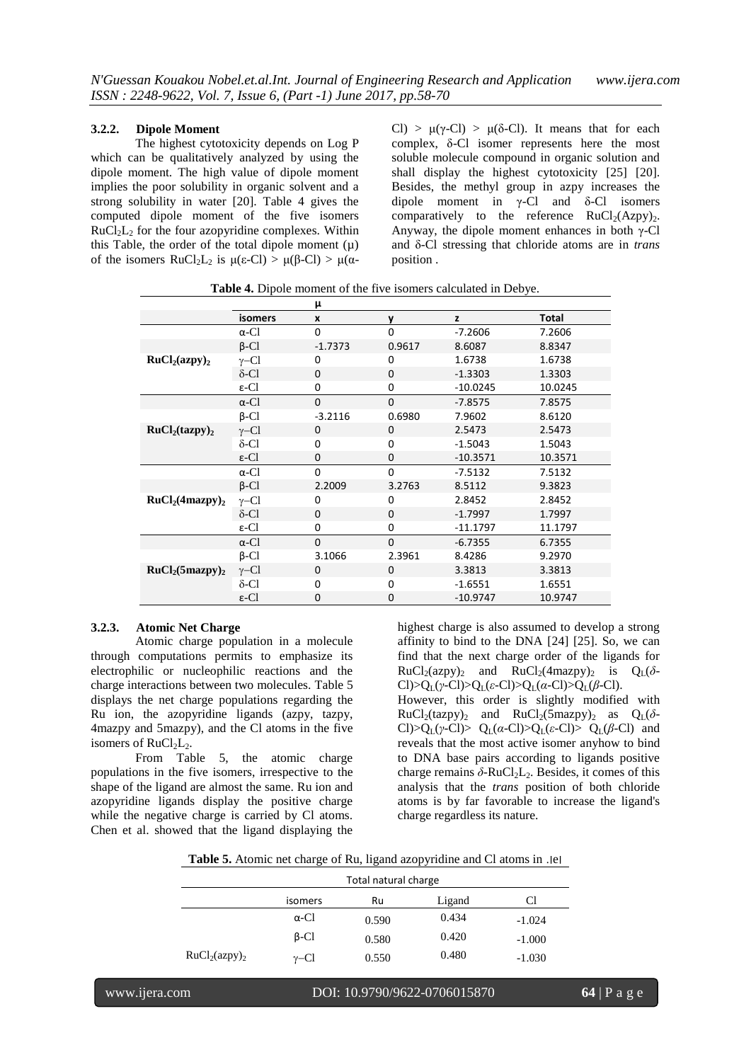### 3.2.2. Dipole Moment

The highest cytotoxicity depends on Log P which can be qualitatively analyzed by using the dipole moment. The high value of dipole moment implies the poor solubility in organic solvent and a strong solubility in water [20]. Table 4 gives the computed dipole moment of the five isomers $RuCl_2L_2$ for the four azopyridine complexes. Within this Table, the order of the total dipole moment (μ) of the isomers $RuCl_2L_2$ is μ(ε-Cl) > μ(β-Cl) > μ(α-Cl) > μ(γ-Cl) > μ(δ-Cl). It means that for each complex, δ-Cl isomer represents here the most soluble molecule compound in organic solution and shall display the highest cytotoxicity [25] [20]. Besides, the methyl group in azpy increases the dipole moment in γ-Cl and δ-Cl isomers comparatively to the reference $RuCl_2(Azpy)_2$. Anyway, the dipole moment enhances in both γ-Cl and δ-Cl stressing that chloride atoms are in *trans* position .

**Table 4.** Dipole moment of the five isomers calculated in Debye.

| | | μ | | | |
|---|---|---|---|---|---|
| | **isomers** | **x** | **y** | **z** | **Total** |
| | α-Cl | 0 | 0 | -7.2606 | 7.2606 |
| | β-Cl | -1.7373 | 0.9617 | 8.6087 | 8.8347 |
| **$RuCl_2(azpy)_2$** | γ–Cl | 0 | 0 | 1.6738 | 1.6738 |
| | δ-Cl | 0 | 0 | -1.3303 | 1.3303 |
| | ε-Cl | 0 | 0 | -10.0245 | 10.0245 |
| | α-Cl | 0 | 0 | -7.8575 | 7.8575 |
| | β-Cl | -3.2116 | 0.6980 | 7.9602 | 8.6120 |
| **$RuCl_2(tazpy)_2$** | γ–Cl | 0 | 0 | 2.5473 | 2.5473 |
| | δ-Cl | 0 | 0 | -1.5043 | 1.5043 |
| | ε-Cl | 0 | 0 | -10.3571 | 10.3571 |
| | α-Cl | 0 | 0 | -7.5132 | 7.5132 |
| | β-Cl | 2.2009 | 3.2763 | 8.5112 | 9.3823 |
| **$RuCl_2(4mazpy)_2$** | γ–Cl | 0 | 0 | 2.8452 | 2.8452 |
| | δ-Cl | 0 | 0 | -1.7997 | 1.7997 |
| | ε-Cl | 0 | 0 | -11.1797 | 11.1797 |
| | α-Cl | 0 | 0 | -6.7355 | 6.7355 |
| | β-Cl | 3.1066 | 2.3961 | 8.4286 | 9.2970 |
| **$RuCl_2(5mazpy)_2$** | γ–Cl | 0 | 0 | 3.3813 | 3.3813 |
| | δ-Cl | 0 | 0 | -1.6551 | 1.6551 |
| | ε-Cl | 0 | 0 | -10.9747 | 10.9747 |

### 3.2.3. Atomic Net Charge

Atomic charge population in a molecule through computations permits to emphasize its electrophilic or nucleophilic reactions and the charge interactions between two molecules. Table 5 displays the net charge populations regarding the Ru ion, the azopyridine ligands (azpy, tazpy, 4mazpy and 5mazpy), and the Cl atoms in the five isomers of $RuCl_2L_2$.

From Table 5, the atomic charge populations in the five isomers, irrespective to the shape of the ligand are almost the same. Ru ion and azopyridine ligands display the positive charge while the negative charge is carried by Cl atoms. Chen et al. showed that the ligand displaying the highest charge is also assumed to develop a strong affinity to bind to the DNA [24] [25]. So, we can find that the next charge order of the ligands for $RuCl_2(azpy)_2$ and $RuCl_2(4mazpy)_2$ is $Q_L$(*δ*-Cl)>$Q_L$(*γ*-Cl)>$Q_L$(*ε*-Cl)>$Q_L$(*α*-Cl)>$Q_L$(*β*-Cl).

However, this order is slightly modified with $RuCl_2(tazpy)_2$ and $RuCl_2(5mazpy)_2$ as $Q_L$(*δ*-Cl)>$Q_L$(*γ*-Cl)> $Q_L$(*α*-Cl)>$Q_L$(*ε*-Cl)> $Q_L$(*β*-Cl) and reveals that the most active isomer anyhow to bind to DNA base pairs according to ligands positive charge remains *δ*-$RuCl_2L_2$. Besides, it comes of this analysis that the *trans* position of both chloride atoms is by far favorable to increase the ligand's charge regardless its nature.

**Table 5.** Atomic net charge of Ru, ligand azopyridine and Cl atoms in .|e|

| | Total natural charge | | | |
|---|---|---|---|---|
| | isomers | Ru | Ligand | Cl |
| | α-Cl | 0.590 | 0.434 | -1.024 |
| | β-Cl | 0.580 | 0.420 | -1.000 |
| $RuCl_2(azpy)_2$ | γ–Cl | 0.550 | 0.480 | -1.030 |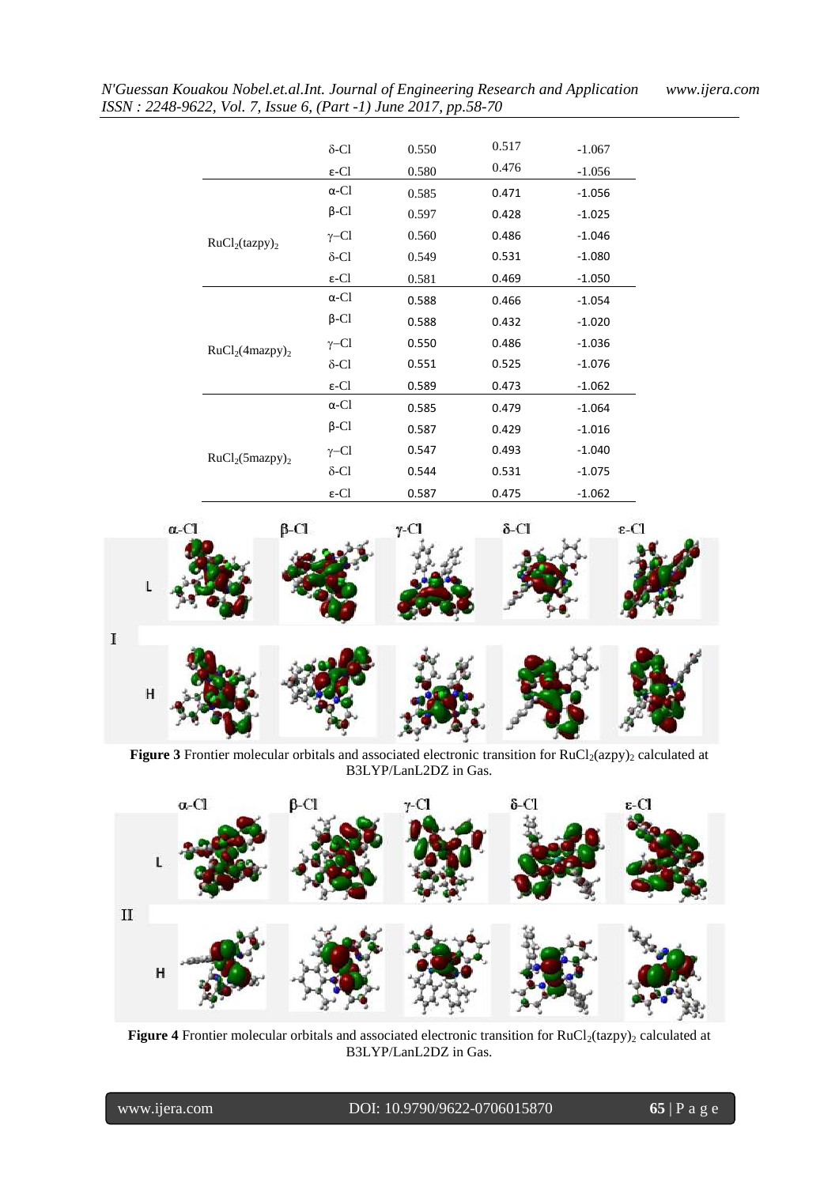| | | | | |
|---|---|---|---|---|
| | δ-Cl | 0.550 | 0.517 | -1.067 |
| | ε-Cl | 0.580 | 0.476 | -1.056 |
| $RuCl_2(tazpy)_2$ | α-Cl | 0.585 | 0.471 | -1.056 |
| | β-Cl | 0.597 | 0.428 | -1.025 |
| | γ-Cl | 0.560 | 0.486 | -1.046 |
| | δ-Cl | 0.549 | 0.531 | -1.080 |
| | ε-Cl | 0.581 | 0.469 | -1.050 |
| $RuCl_2(4mazpy)_2$ | α-Cl | 0.588 | 0.466 | -1.054 |
| | β-Cl | 0.588 | 0.432 | -1.020 |
| | γ-Cl | 0.550 | 0.486 | -1.036 |
| | δ-Cl | 0.551 | 0.525 | -1.076 |
| | ε-Cl | 0.589 | 0.473 | -1.062 |
| $RuCl_2(5mazpy)_2$ | α-Cl | 0.585 | 0.479 | -1.064 |
| | β-Cl | 0.587 | 0.429 | -1.016 |
| | γ-Cl | 0.547 | 0.493 | -1.040 |
| | δ-Cl | 0.544 | 0.531 | -1.075 |
| | ε-Cl | 0.587 | 0.475 | -1.062 |

**Figure 3** Frontier molecular orbitals and associated electronic transition for $RuCl_2(azpy)_2$ calculated at B3LYP/LanL2DZ in Gas.

**Figure 4** Frontier molecular orbitals and associated electronic transition for $RuCl_2(tazpy)_2$ calculated at B3LYP/LanL2DZ in Gas.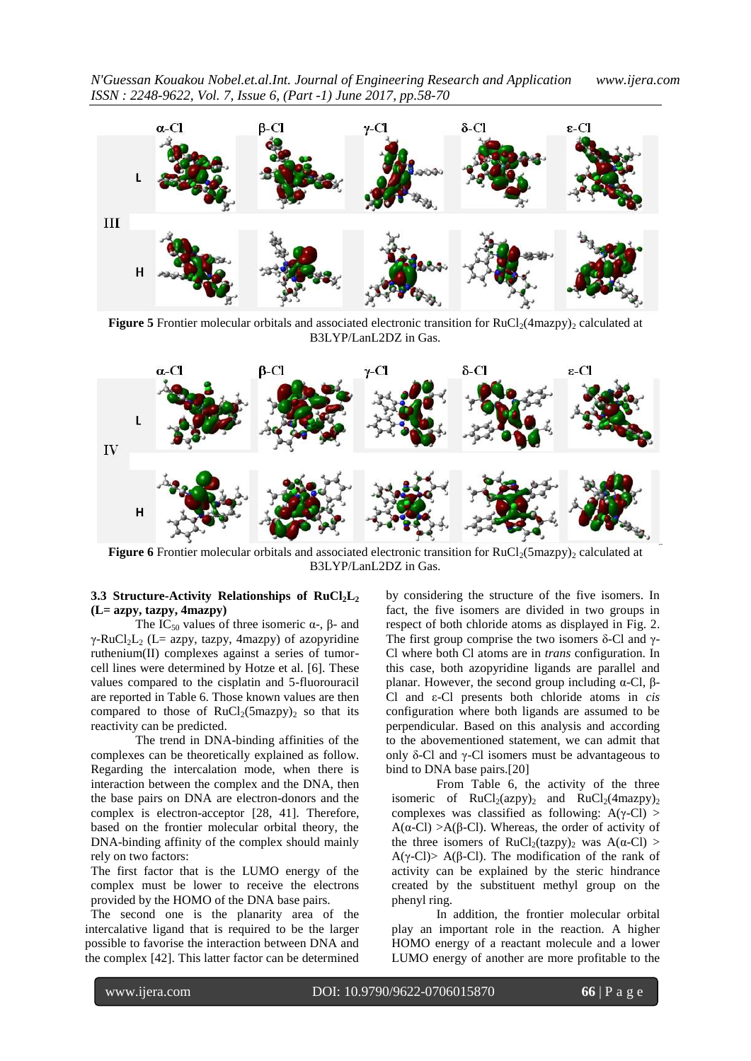**Figure 5** Frontier molecular orbitals and associated electronic transition for $RuCl_2(4mazpy)_2$ calculated at B3LYP/LanL2DZ in Gas.

**Figure 6** Frontier molecular orbitals and associated electronic transition for $RuCl_2(5mazpy)_2$ calculated at B3LYP/LanL2DZ in Gas.

### 3.3 Structure-Activity Relationships of $RuCl_2L_2$ (L= azpy, tazpy, 4mazpy)

The $IC_{50}$ values of three isomeric α-, β- and γ-$RuCl_2L_2$ (L= azpy, tazpy, 4mazpy) of azopyridine ruthenium(II) complexes against a series of tumor-cell lines were determined by Hotze et al. [6]. These values compared to the cisplatin and 5-fluorouracil are reported in Table 6. Those known values are then compared to those of $RuCl_2(5mazpy)_2$ so that its reactivity can be predicted.

The trend in DNA-binding affinities of the complexes can be theoretically explained as follow. Regarding the intercalation mode, when there is interaction between the complex and the DNA, then the base pairs on DNA are electron-donors and the complex is electron-acceptor [28, 41]. Therefore, based on the frontier molecular orbital theory, the DNA-binding affinity of the complex should mainly rely on two factors:

The first factor that is the LUMO energy of the complex must be lower to receive the electrons provided by the HOMO of the DNA base pairs.

The second one is the planarity area of the intercalative ligand that is required to be the larger possible to favorise the interaction between DNA and the complex [42]. This latter factor can be determined by considering the structure of the five isomers. In fact, the five isomers are divided in two groups in respect of both chloride atoms as displayed in Fig. 2. The first group comprise the two isomers δ-Cl and γ-Cl where both Cl atoms are in *trans* configuration. In this case, both azopyridine ligands are parallel and planar. However, the second group including α-Cl, β-Cl and ε-Cl presents both chloride atoms in *cis* configuration where both ligands are assumed to be perpendicular. Based on this analysis and according to the abovementioned statement, we can admit that only δ-Cl and γ-Cl isomers must be advantageous to bind to DNA base pairs.[20]

From Table 6, the activity of the three isomeric of $RuCl_2(azpy)_2$ and $RuCl_2(4mazpy)_2$ complexes was classified as following: A(γ-Cl) > A(α-Cl) >A(β-Cl). Whereas, the order of activity of the three isomers of $RuCl_2(tazpy)_2$ was A(α-Cl) > A(γ-Cl)> A(β-Cl). The modification of the rank of activity can be explained by the steric hindrance created by the substituent methyl group on the phenyl ring.

In addition, the frontier molecular orbital play an important role in the reaction. A higher HOMO energy of a reactant molecule and a lower LUMO energy of another are more profitable to the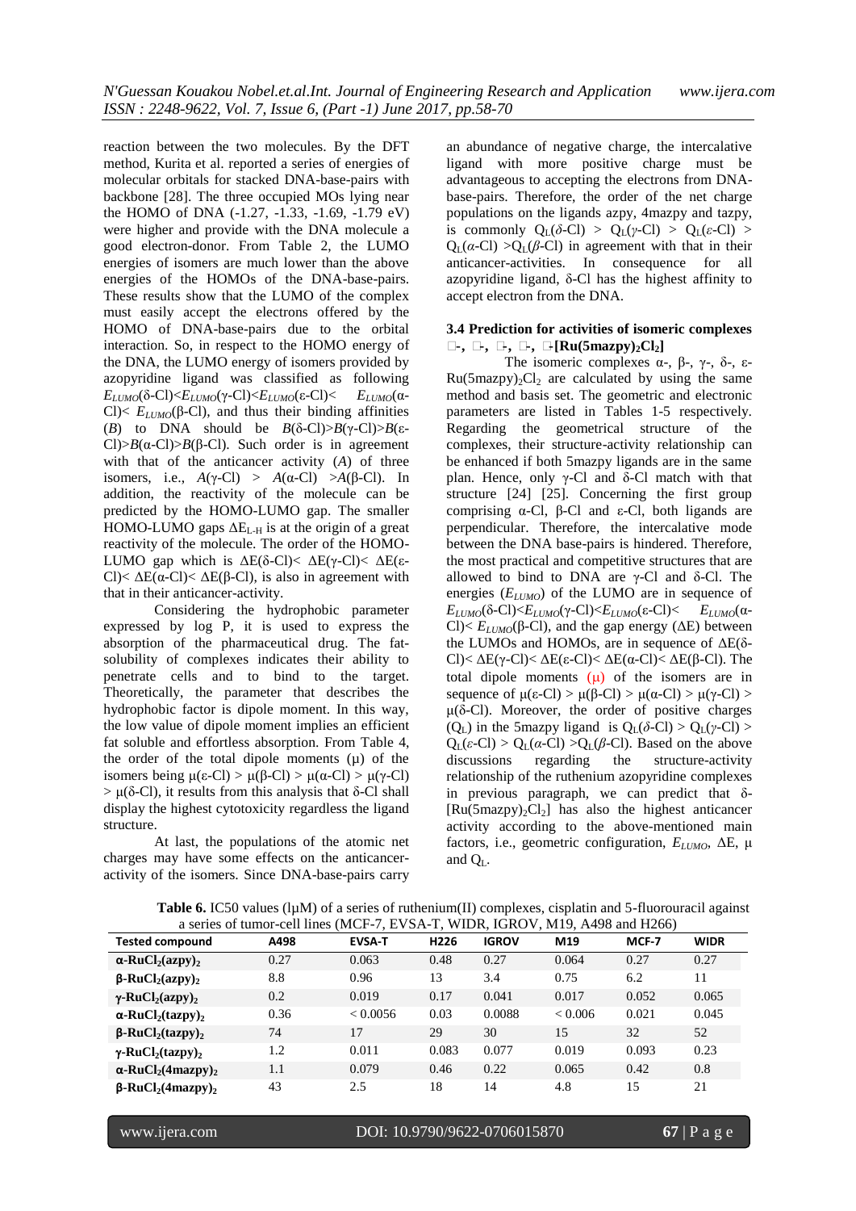reaction between the two molecules. By the DFT method, Kurita et al. reported a series of energies of molecular orbitals for stacked DNA-base-pairs with backbone [28]. The three occupied MOs lying near the HOMO of DNA (-1.27, -1.33, -1.69, -1.79 eV) were higher and provide with the DNA molecule a good electron-donor. From Table 2, the LUMO energies of isomers are much lower than the above energies of the HOMOs of the DNA-base-pairs. These results show that the LUMO of the complex must easily accept the electrons offered by the HOMO of DNA-base-pairs due to the orbital interaction. So, in respect to the HOMO energy of the DNA, the LUMO energy of isomers provided by azopyridine ligand was classified as following $E_{LUMO}$(δ-Cl)<$E_{LUMO}$(γ-Cl)<$E_{LUMO}$(ε-Cl)< $E_{LUMO}$(α-Cl)< $E_{LUMO}$(β-Cl), and thus their binding affinities ($B$) to DNA should be $B$(δ-Cl)>$B$(γ-Cl)>$B$(ε-Cl)>$B$(α-Cl)>$B$(β-Cl). Such order is in agreement with that of the anticancer activity ($A$) of three isomers, i.e., $A$(γ-Cl) > $A$(α-Cl) >$A$(β-Cl). In addition, the reactivity of the molecule can be predicted by the HOMO-LUMO gap. The smaller HOMO-LUMO gaps $\Delta E_{L-H}$ is at the origin of a great reactivity of the molecule. The order of the HOMO-LUMO gap which is ΔE(δ-Cl)< ΔE(γ-Cl)< ΔE(ε-Cl)< ΔE(α-Cl)< ΔE(β-Cl), is also in agreement with that in their anticancer-activity.

Considering the hydrophobic parameter expressed by log P, it is used to express the absorption of the pharmaceutical drug. The fat-solubility of complexes indicates their ability to penetrate cells and to bind to the target. Theoretically, the parameter that describes the hydrophobic factor is dipole moment. In this way, the low value of dipole moment implies an efficient fat soluble and effortless absorption. From Table 4, the order of the total dipole moments (μ) of the isomers being μ(ε-Cl) > μ(β-Cl) > μ(α-Cl) > μ(γ-Cl) > μ(δ-Cl), it results from this analysis that δ-Cl shall display the highest cytotoxicity regardless the ligand structure.

At last, the populations of the atomic net charges may have some effects on the anticancer-activity of the isomers. Since DNA-base-pairs carry an abundance of negative charge, the intercalative ligand with more positive charge must be advantageous to accepting the electrons from DNA-base-pairs. Therefore, the order of the net charge populations on the ligands azpy, 4mazpy and tazpy, is commonly $Q_L$(δ-Cl) > $Q_L$(γ-Cl) > $Q_L$(ε-Cl) > $Q_L$(α-Cl) >$Q_L$(β-Cl) in agreement with that in their anticancer-activities. In consequence for all azopyridine ligand, δ-Cl has the highest affinity to accept electron from the DNA.

### 3.4 Prediction for activities of isomeric complexes α-, β-, γ-, δ-, ε-[Ru(5mazpy)$_2$Cl$_2$]

The isomeric complexes α-, β-, γ-, δ-, ε-Ru(5mazpy)$_2$Cl$_2$ are calculated by using the same method and basis set. The geometric and electronic parameters are listed in Tables 1-5 respectively. Regarding the geometrical structure of the complexes, their structure-activity relationship can be enhanced if both 5mazpy ligands are in the same plan. Hence, only γ-Cl and δ-Cl match with that structure [24] [25]. Concerning the first group comprising α-Cl, β-Cl and ε-Cl, both ligands are perpendicular. Therefore, the intercalative mode between the DNA base-pairs is hindered. Therefore, the most practical and competitive structures that are allowed to bind to DNA are γ-Cl and δ-Cl. The energies ($E_{LUMO}$) of the LUMO are in sequence of $E_{LUMO}$(δ-Cl)<$E_{LUMO}$(γ-Cl)<$E_{LUMO}$(ε-Cl)< $E_{LUMO}$(α-Cl)< $E_{LUMO}$(β-Cl), and the gap energy (ΔE) between the LUMOs and HOMOs, are in sequence of ΔE(δ-Cl)< ΔE(γ-Cl)< ΔE(ε-Cl)< ΔE(α-Cl)< ΔE(β-Cl). The total dipole moments (μ) of the isomers are in sequence of μ(ε-Cl) > μ(β-Cl) > μ(α-Cl) > μ(γ-Cl) > μ(δ-Cl). Moreover, the order of positive charges ($Q_L$) in the 5mazpy ligand is $Q_L$(δ-Cl) > $Q_L$(γ-Cl) > $Q_L$(ε-Cl) > $Q_L$(α-Cl) >$Q_L$(β-Cl). Based on the above discussions regarding the structure-activity relationship of the ruthenium azopyridine complexes in previous paragraph, we can predict that δ-[Ru(5mazpy)$_2$Cl$_2$] has also the highest anticancer activity according to the above-mentioned main factors, i.e., geometric configuration, $E_{LUMO}$, ΔE, μ and $Q_L$.

**Table 6.** IC50 values (lμM) of a series of ruthenium(II) complexes, cisplatin and 5-fluorouracil against a series of tumor-cell lines (MCF-7, EVSA-T, WIDR, IGROV, M19, A498 and H266)

| Tested compound | A498 | EVSA-T | H226 | IGROV | M19 | MCF-7 | WIDR |
|---|---|---|---|---|---|---|---|
| **α-RuCl$_2$(azpy)$_2$** | 0.27 | 0.063 | 0.48 | 0.27 | 0.064 | 0.27 | 0.27 |
| **β-RuCl$_2$(azpy)$_2$** | 8.8 | 0.96 | 13 | 3.4 | 0.75 | 6.2 | 11 |
| **γ-RuCl$_2$(azpy)$_2$** | 0.2 | 0.019 | 0.17 | 0.041 | 0.017 | 0.052 | 0.065 |
| **α-RuCl$_2$(tazpy)$_2$** | 0.36 | < 0.0056 | 0.03 | 0.0088 | < 0.006 | 0.021 | 0.045 |
| **β-RuCl$_2$(tazpy)$_2$** | 74 | 17 | 29 | 30 | 15 | 32 | 52 |
| **γ-RuCl$_2$(tazpy)$_2$** | 1.2 | 0.011 | 0.083 | 0.077 | 0.019 | 0.093 | 0.23 |
| **α-RuCl$_2$(4mazpy)$_2$** | 1.1 | 0.079 | 0.46 | 0.22 | 0.065 | 0.42 | 0.8 |
| **β-RuCl$_2$(4mazpy)$_2$** | 43 | 2.5 | 18 | 14 | 4.8 | 15 | 21 |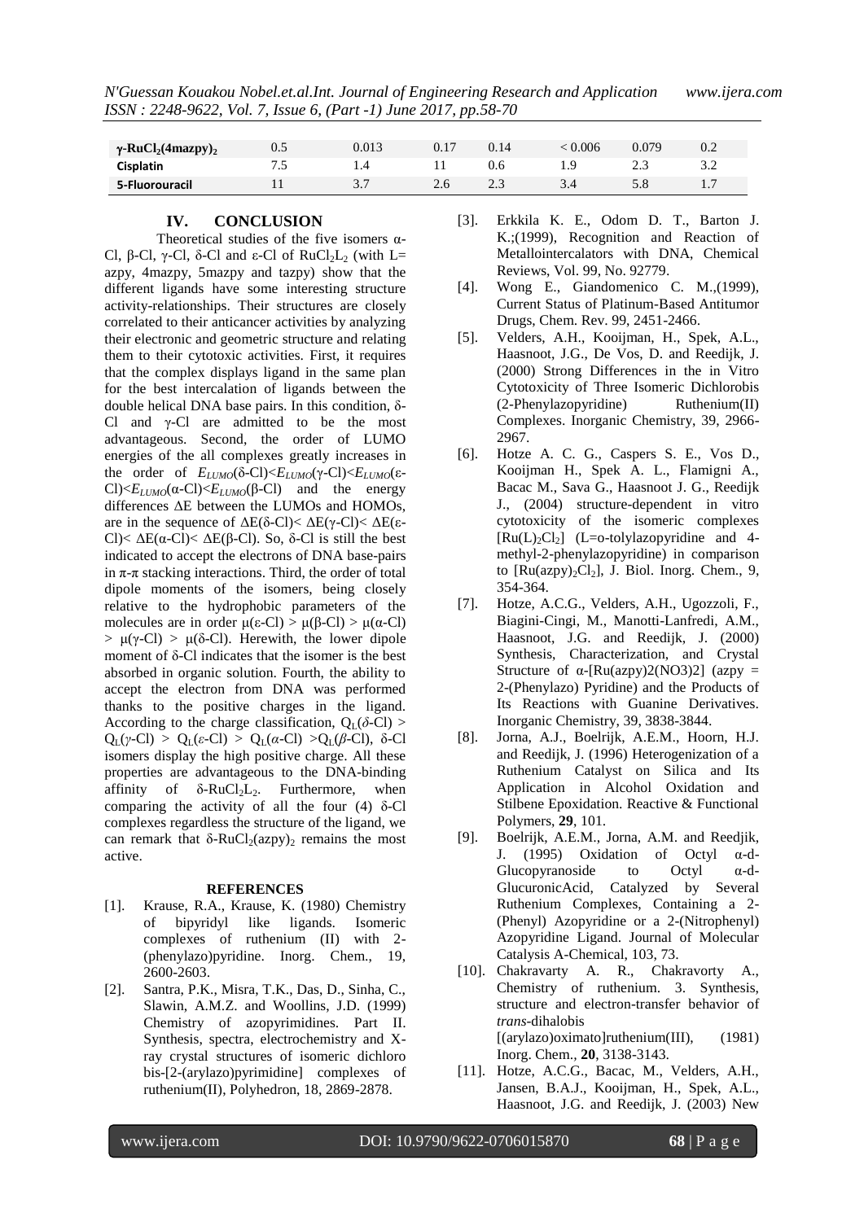| | | | | | | | |
|---|---|---|---|---|---|---|---|
| **γ-$RuCl_2(4mazpy)_2$** | 0.5 | 0.013 | 0.17 | 0.14 | < 0.006 | 0.079 | 0.2 |
| **Cisplatin** | 7.5 | 1.4 | 11 | 0.6 | 1.9 | 2.3 | 3.2 |
| **5-Fluorouracil** | 11 | 3.7 | 2.6 | 2.3 | 3.4 | 5.8 | 1.7 |

## IV. CONCLUSION

Theoretical studies of the five isomers α-Cl, β-Cl, γ-Cl, δ-Cl and ε-Cl of $RuCl_2L_2$ (with L= azpy, 4mazpy, 5mazpy and tazpy) show that the different ligands have some interesting structure activity-relationships. Their structures are closely correlated to their anticancer activities by analyzing their electronic and geometric structure and relating them to their cytotoxic activities. First, it requires that the complex displays ligand in the same plan for the best intercalation of ligands between the double helical DNA base pairs. In this condition, δ-Cl and γ-Cl are admitted to be the most advantageous. Second, the order of LUMO energies of the all complexes greatly increases in the order of $E_{LUMO}$(δ-Cl)<$E_{LUMO}$(γ-Cl)<$E_{LUMO}$(ε-Cl)<$E_{LUMO}$(α-Cl)<$E_{LUMO}$(β-Cl) and the energy differences ΔE between the LUMOs and HOMOs, are in the sequence of ΔE(δ-Cl)< ΔE(γ-Cl)< ΔE(ε-Cl)< ΔE(α-Cl)< ΔE(β-Cl). So, δ-Cl is still the best indicated to accept the electrons of DNA base-pairs in $\pi$-$\pi$ stacking interactions. Third, the order of total dipole moments of the isomers, being closely relative to the hydrophobic parameters of the molecules are in order μ(ε-Cl) > μ(β-Cl) > μ(α-Cl) > μ(γ-Cl) > μ(δ-Cl). Herewith, the lower dipole moment of δ-Cl indicates that the isomer is the best absorbed in organic solution. Fourth, the ability to accept the electron from DNA was performed thanks to the positive charges in the ligand. According to the charge classification, $Q_L(\delta\text{-Cl}) > Q_L(\gamma\text{-Cl}) > Q_L(\varepsilon\text{-Cl}) > Q_L(\alpha\text{-Cl}) > Q_L(\beta\text{-Cl})$, δ-Cl isomers display the high positive charge. All these properties are advantageous to the DNA-binding affinity of δ-$RuCl_2L_2$. Furthermore, when comparing the activity of all the four (4) δ-Cl complexes regardless the structure of the ligand, we can remark that δ-$RuCl_2(azpy)_2$ remains the most active.

### REFERENCES

[1]. Krause, R.A., Krause, K. (1980) Chemistry of bipyridyl like ligands. Isomeric complexes of ruthenium (II) with 2-(phenylazo)pyridine. Inorg. Chem., 19, 2600-2603.

[2]. Santra, P.K., Misra, T.K., Das, D., Sinha, C., Slawin, A.M.Z. and Woollins, J.D. (1999) Chemistry of azopyrimidines. Part II. Synthesis, spectra, electrochemistry and X-ray crystal structures of isomeric dichloro bis-[2-(arylazo)pyrimidine] complexes of ruthenium(II), Polyhedron, 18, 2869-2878.

[3]. Erkkila K. E., Odom D. T., Barton J. K.;(1999), Recognition and Reaction of Metallointercalators with DNA, Chemical Reviews, Vol. 99, No. 92779.

[4]. Wong E., Giandomenico C. M.,(1999), Current Status of Platinum-Based Antitumor Drugs, Chem. Rev. 99, 2451-2466.

[5]. Velders, A.H., Kooijman, H., Spek, A.L., Haasnoot, J.G., De Vos, D. and Reedijk, J. (2000) Strong Differences in the in Vitro Cytotoxicity of Three Isomeric Dichlorobis (2-Phenylazopyridine) Ruthenium(II) Complexes. Inorganic Chemistry, 39, 2966-2967.

[6]. Hotze A. C. G., Caspers S. E., Vos D., Kooijman H., Spek A. L., Flamigni A., Bacac M., Sava G., Haasnoot J. G., Reedijk J., (2004) structure-dependent in vitro cytotoxicity of the isomeric complexes $[Ru(L)_2Cl_2]$ (L=o-tolylazopyridine and 4-methyl-2-phenylazopyridine) in comparison to $[Ru(azpy)_2Cl_2]$, J. Biol. Inorg. Chem., 9, 354-364.

[7]. Hotze, A.C.G., Velders, A.H., Ugozzoli, F., Biagini-Cingi, M., Manotti-Lanfredi, A.M., Haasnoot, J.G. and Reedijk, J. (2000) Synthesis, Characterization, and Crystal Structure of α-[Ru(azpy)2(NO3)2] (azpy = 2-(Phenylazo) Pyridine) and the Products of Its Reactions with Guanine Derivatives. Inorganic Chemistry, 39, 3838-3844.

[8]. Jorna, A.J., Boelrijk, A.E.M., Hoorn, H.J. and Reedijk, J. (1996) Heterogenization of a Ruthenium Catalyst on Silica and Its Application in Alcohol Oxidation and Stilbene Epoxidation. Reactive & Functional Polymers, **29**, 101.

[9]. Boelrijk, A.E.M., Jorna, A.M. and Reedjik, J. (1995) Oxidation of Octyl α-d-Glucopyranoside to Octyl α-d-GlucuronicAcid, Catalyzed by Several Ruthenium Complexes, Containing a 2-(Phenyl) Azopyridine or a 2-(Nitrophenyl) Azopyridine Ligand. Journal of Molecular Catalysis A-Chemical, 103, 73.

[10]. Chakravarty A. R., Chakravorty A., Chemistry of ruthenium. 3. Synthesis, structure and electron-transfer behavior of *trans*-dihalobis [(arylazo)oximato]ruthenium(III), (1981) Inorg. Chem., **20**, 3138-3143.

[11]. Hotze, A.C.G., Bacac, M., Velders, A.H., Jansen, B.A.J., Kooijman, H., Spek, A.L., Haasnoot, J.G. and Reedijk, J. (2003) New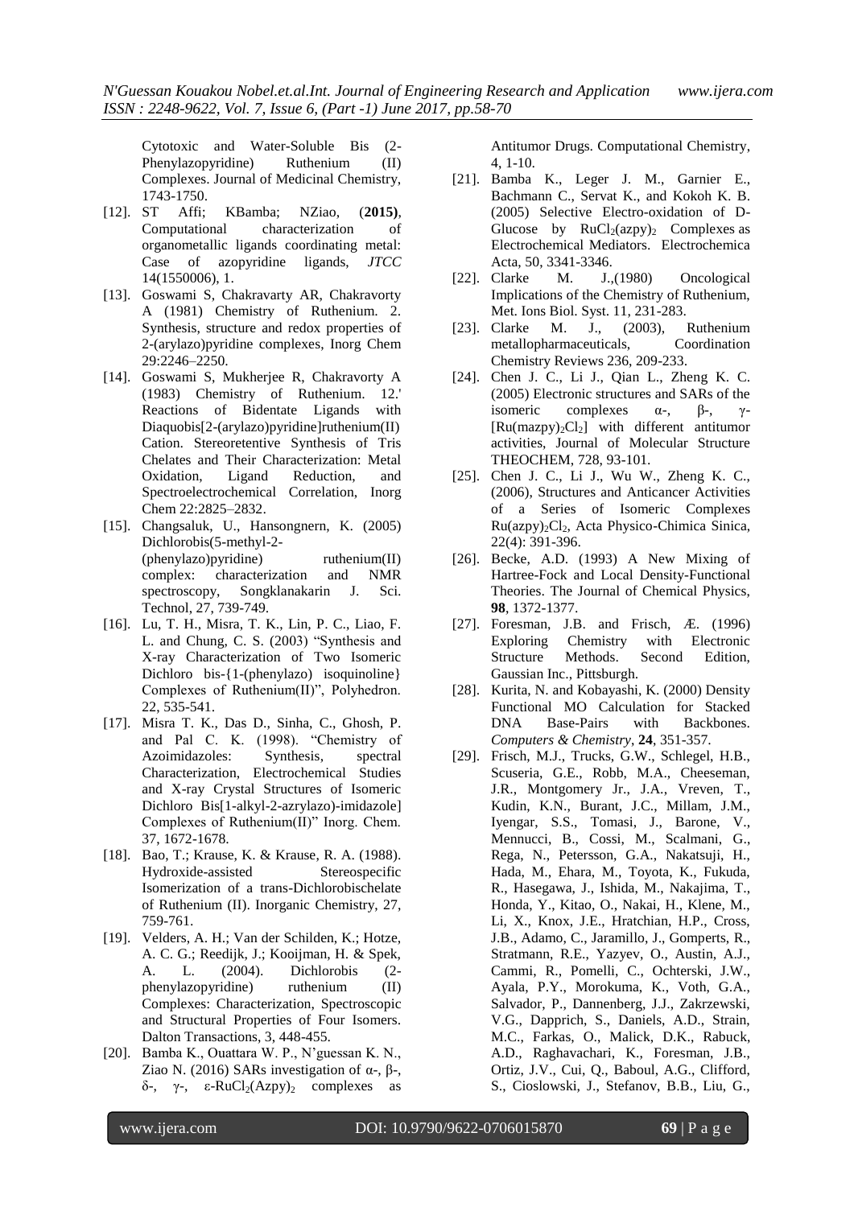Cytotoxic and Water-Soluble Bis (2-Phenylazopyridine) Ruthenium (II) Complexes. Journal of Medicinal Chemistry, 1743-1750.

[12]. ST Affi; KBamba; NZiao, (**2015**), Computational characterization of organometallic ligands coordinating metal: Case of azopyridine ligands, *JTCC* 14(1550006), 1.

[13]. Goswami S, Chakravarty AR, Chakravorty A (1981) Chemistry of Ruthenium. 2. Synthesis, structure and redox properties of 2-(arylazo)pyridine complexes, Inorg Chem 29:2246–2250.

[14]. Goswami S, Mukherjee R, Chakravorty A (1983) Chemistry of Ruthenium. 12.' Reactions of Bidentate Ligands with Diaquobis[2-(arylazo)pyridine]ruthenium(II) Cation. Stereoretentive Synthesis of Tris Chelates and Their Characterization: Metal Oxidation, Ligand Reduction, and Spectroelectrochemical Correlation, Inorg Chem 22:2825–2832.

[15]. Changsaluk, U., Hansongnern, K. (2005) Dichlorobis(5-methyl-2-(phenylazo)pyridine) ruthenium(II) complex: characterization and NMR spectroscopy, Songklanakarin J. Sci. Technol, 27, 739-749.

[16]. Lu, T. H., Misra, T. K., Lin, P. C., Liao, F. L. and Chung, C. S. (2003) "Synthesis and X-ray Characterization of Two Isomeric Dichloro bis-{1-(phenylazo) isoquinoline} Complexes of Ruthenium(II)", Polyhedron. 22, 535-541.

[17]. Misra T. K., Das D., Sinha, C., Ghosh, P. and Pal C. K. (1998). "Chemistry of Azoimidazoles: Synthesis, spectral Characterization, Electrochemical Studies and X-ray Crystal Structures of Isomeric Dichloro Bis[1-alkyl-2-azrylazo)-imidazole] Complexes of Ruthenium(II)" Inorg. Chem. 37, 1672-1678.

[18]. Bao, T.; Krause, K. & Krause, R. A. (1988). Hydroxide-assisted Stereospecific Isomerization of a trans-Dichlorobischelate of Ruthenium (II). Inorganic Chemistry, 27, 759-761.

[19]. Velders, A. H.; Van der Schilden, K.; Hotze, A. C. G.; Reedijk, J.; Kooijman, H. & Spek, A. L. (2004). Dichlorobis (2-phenylazopyridine) ruthenium (II) Complexes: Characterization, Spectroscopic and Structural Properties of Four Isomers. Dalton Transactions, 3, 448-455.

[20]. Bamba K., Ouattara W. P., N'guessan K. N., Ziao N. (2016) SARs investigation of α-, β-, δ-, γ-, ε-$RuCl_2(Azpy)_2$ complexes as Antitumor Drugs. Computational Chemistry, 4, 1-10.

[21]. Bamba K., Leger J. M., Garnier E., Bachmann C., Servat K., and Kokoh K. B. (2005) Selective Electro-oxidation of D-Glucose by $RuCl_2(azpy)_2$ Complexes as Electrochemical Mediators. Electrochemica Acta, 50, 3341-3346.

[22]. Clarke M. J.,(1980) Oncological Implications of the Chemistry of Ruthenium, Met. Ions Biol. Syst. 11, 231-283.

[23]. Clarke M. J., (2003), Ruthenium metallopharmaceuticals, Coordination Chemistry Reviews 236, 209-233.

[24]. Chen J. C., Li J., Qian L., Zheng K. C. (2005) Electronic structures and SARs of the isomeric complexes α-, β-, γ-$[Ru(mazpy)_2Cl_2]$ with different antitumor activities, Journal of Molecular Structure THEOCHEM, 728, 93-101.

[25]. Chen J. C., Li J., Wu W., Zheng K. C., (2006), Structures and Anticancer Activities of a Series of Isomeric Complexes $Ru(azpy)_2Cl_2$, Acta Physico-Chimica Sinica, 22(4): 391-396.

[26]. Becke, A.D. (1993) A New Mixing of Hartree-Fock and Local Density-Functional Theories. The Journal of Chemical Physics, **98**, 1372-1377.

[27]. Foresman, J.B. and Frisch, Æ. (1996) Exploring Chemistry with Electronic Structure Methods. Second Edition, Gaussian Inc., Pittsburgh.

[28]. Kurita, N. and Kobayashi, K. (2000) Density Functional MO Calculation for Stacked DNA Base-Pairs with Backbones. *Computers & Chemistry*, **24**, 351-357.

[29]. Frisch, M.J., Trucks, G.W., Schlegel, H.B., Scuseria, G.E., Robb, M.A., Cheeseman, J.R., Montgomery Jr., J.A., Vreven, T., Kudin, K.N., Burant, J.C., Millam, J.M., Iyengar, S.S., Tomasi, J., Barone, V., Mennucci, B., Cossi, M., Scalmani, G., Rega, N., Petersson, G.A., Nakatsuji, H., Hada, M., Ehara, M., Toyota, K., Fukuda, R., Hasegawa, J., Ishida, M., Nakajima, T., Honda, Y., Kitao, O., Nakai, H., Klene, M., Li, X., Knox, J.E., Hratchian, H.P., Cross, J.B., Adamo, C., Jaramillo, J., Gomperts, R., Stratmann, R.E., Yazyev, O., Austin, A.J., Cammi, R., Pomelli, C., Ochterski, J.W., Ayala, P.Y., Morokuma, K., Voth, G.A., Salvador, P., Dannenberg, J.J., Zakrzewski, V.G., Dapprich, S., Daniels, A.D., Strain, M.C., Farkas, O., Malick, D.K., Rabuck, A.D., Raghavachari, K., Foresman, J.B., Ortiz, J.V., Cui, Q., Baboul, A.G., Clifford, S., Cioslowski, J., Stefanov, B.B., Liu, G.,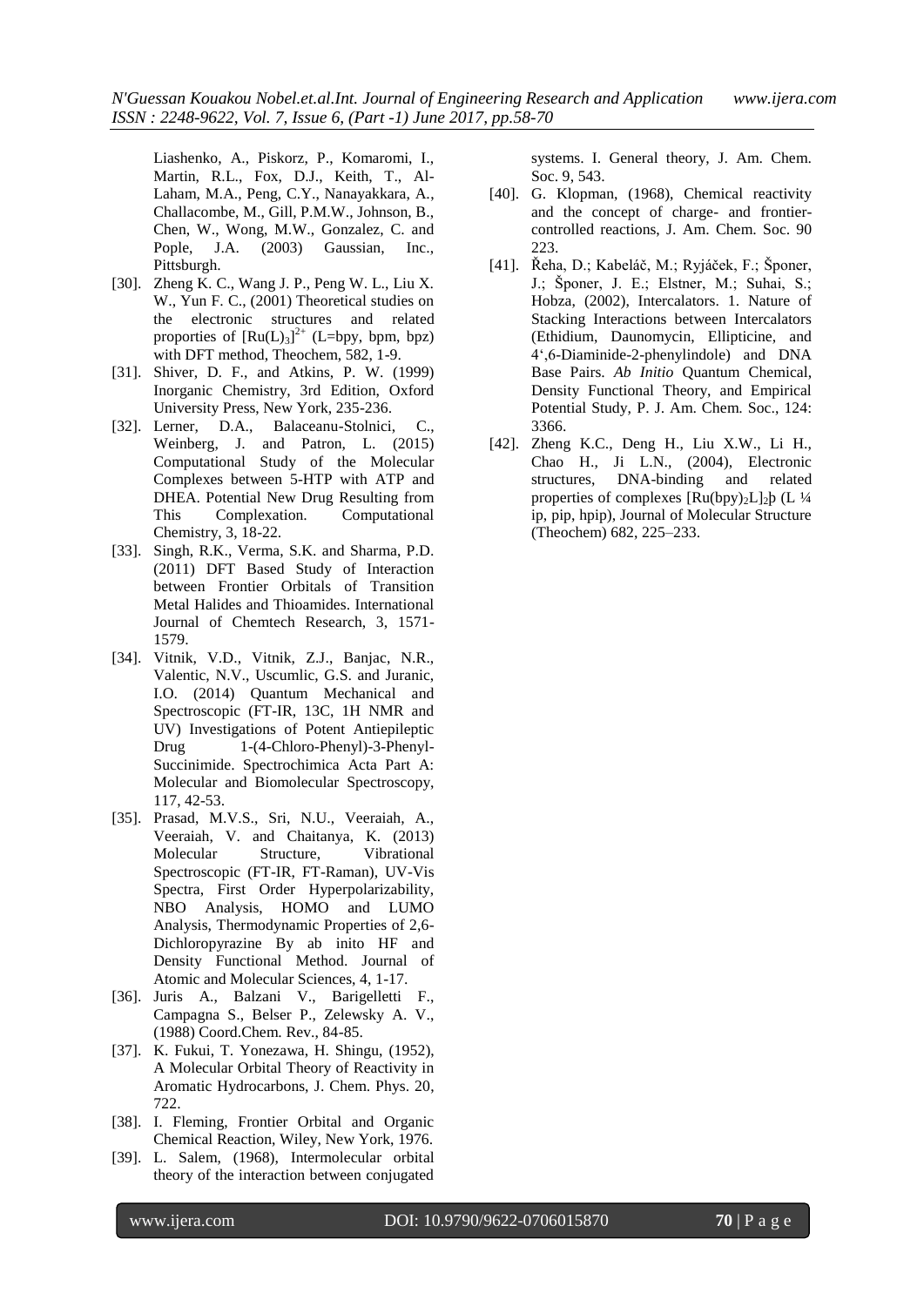Liashenko, A., Piskorz, P., Komaromi, I., Martin, R.L., Fox, D.J., Keith, T., Al-Laham, M.A., Peng, C.Y., Nanayakkara, A., Challacombe, M., Gill, P.M.W., Johnson, B., Chen, W., Wong, M.W., Gonzalez, C. and Pople, J.A. (2003) Gaussian, Inc., Pittsburgh.

[30]. Zheng K. C., Wang J. P., Peng W. L., Liu X. W., Yun F. C., (2001) Theoretical studies on the electronic structures and related proporties of $[Ru(L)_3]^{2+}$ (L=bpy, bpm, bpz) with DFT method, Theochem, 582, 1-9.

[31]. Shiver, D. F., and Atkins, P. W. (1999) Inorganic Chemistry, 3rd Edition, Oxford University Press, New York, 235-236.

[32]. Lerner, D.A., Balaceanu-Stolnici, C., Weinberg, J. and Patron, L. (2015) Computational Study of the Molecular Complexes between 5-HTP with ATP and DHEA. Potential New Drug Resulting from This Complexation. Computational Chemistry, 3, 18-22.

[33]. Singh, R.K., Verma, S.K. and Sharma, P.D. (2011) DFT Based Study of Interaction between Frontier Orbitals of Transition Metal Halides and Thioamides. International Journal of Chemtech Research, 3, 1571-1579.

[34]. Vitnik, V.D., Vitnik, Z.J., Banjac, N.R., Valentic, N.V., Uscumlic, G.S. and Juranic, I.O. (2014) Quantum Mechanical and Spectroscopic (FT-IR, 13C, 1H NMR and UV) Investigations of Potent Antiepileptic Drug 1-(4-Chloro-Phenyl)-3-Phenyl-Succinimide. Spectrochimica Acta Part A: Molecular and Biomolecular Spectroscopy, 117, 42-53.

[35]. Prasad, M.V.S., Sri, N.U., Veeraiah, A., Veeraiah, V. and Chaitanya, K. (2013) Molecular Structure, Vibrational Spectroscopic (FT-IR, FT-Raman), UV-Vis Spectra, First Order Hyperpolarizability, NBO Analysis, HOMO and LUMO Analysis, Thermodynamic Properties of 2,6-Dichloropyrazine By ab inito HF and Density Functional Method. Journal of Atomic and Molecular Sciences, 4, 1-17.

[36]. Juris A., Balzani V., Barigelletti F., Campagna S., Belser P., Zelewsky A. V., (1988) Coord.Chem. Rev., 84-85.

[37]. K. Fukui, T. Yonezawa, H. Shingu, (1952), A Molecular Orbital Theory of Reactivity in Aromatic Hydrocarbons, J. Chem. Phys. 20, 722.

[38]. I. Fleming, Frontier Orbital and Organic Chemical Reaction, Wiley, New York, 1976.

[39]. L. Salem, (1968), Intermolecular orbital theory of the interaction between conjugated systems. I. General theory, J. Am. Chem. Soc. 9, 543.

[40]. G. Klopman, (1968), Chemical reactivity and the concept of charge- and frontier-controlled reactions, J. Am. Chem. Soc. 90 223.

[41]. Řeha, D.; Kabeláč, M.; Ryjáček, F.; Šponer, J.; Šponer, J. E.; Elstner, M.; Suhai, S.; Hobza, (2002), Intercalators. 1. Nature of Stacking Interactions between Intercalators (Ethidium, Daunomycin, Ellipticine, and 4',6-Diaminide-2-phenylindole) and DNA Base Pairs. *Ab Initio* Quantum Chemical, Density Functional Theory, and Empirical Potential Study, P. J. Am. Chem. Soc., 124: 3366.

[42]. Zheng K.C., Deng H., Liu X.W., Li H., Chao H., Ji L.N., (2004), Electronic structures, DNA-binding and related properties of complexes $[Ru(bpy)_2L]_2$þ (L ¼ ip, pip, hpip), Journal of Molecular Structure (Theochem) 682, 225–233.